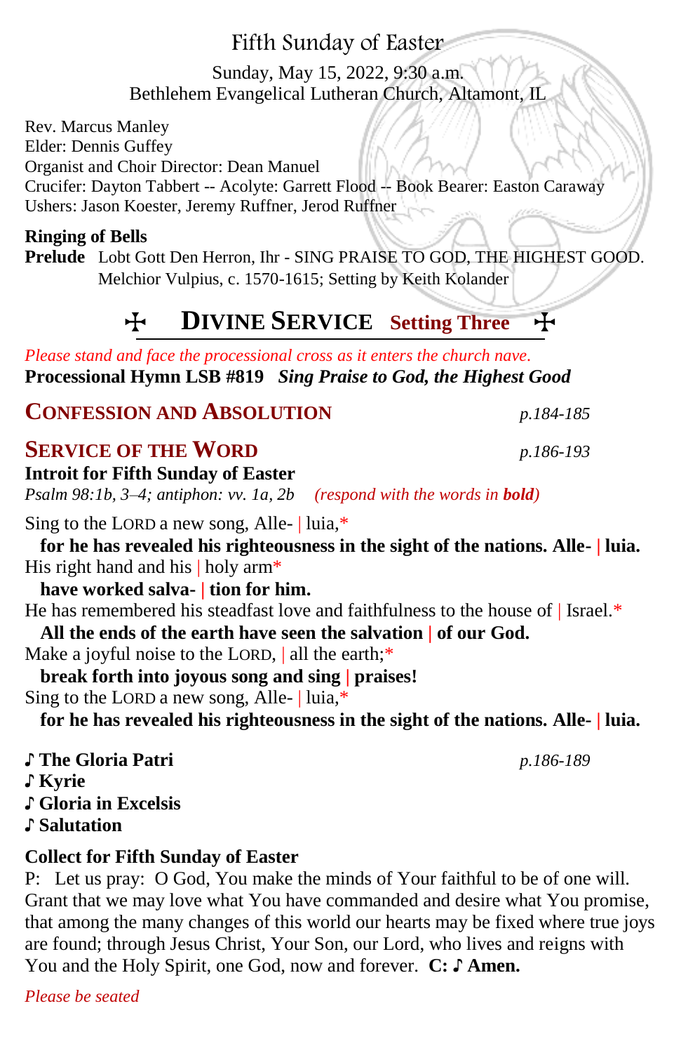# Fifth Sunday of Easter

Sunday, May 15, 2022, 9:30 a.m.
Bethlehem Evangelical Lutheran Church, Altamont, IL

Rev. Marcus Manley
Elder: Dennis Guffey
Organist and Choir Director: Dean Manuel
Crucifer: Dayton Tabbert -- Acolyte: Garrett Flood -- Book Bearer: Easton Caraway
Ushers: Jason Koester, Jeremy Ruffner, Jerod Ruffner

**Ringing of Bells**

**Prelude** Lobt Gott Den Herron, Ihr - SING PRAISE TO GOD, THE HIGHEST GOOD. Melchior Vulpius, c. 1570-1615; Setting by Keith Kolander

## ✠ DIVINE SERVICE Setting Three ✠

*Please stand and face the processional cross as it enters the church nave.*

**Processional Hymn LSB #819** ***Sing Praise to God, the Highest Good***

## CONFESSION AND ABSOLUTION *p.184-185*

## SERVICE OF THE WORD *p.186-193*

**Introit for Fifth Sunday of Easter**

*Psalm 98:1b, 3–4; antiphon: vv. 1a, 2b* *(respond with the words in **bold**)*

Sing to the LORD a new song, Alle- | luia,*
**for he has revealed his righteousness in the sight of the nations. Alle- | luia.**
His right hand and his | holy arm*
**have worked salva- | tion for him.**
He has remembered his steadfast love and faithfulness to the house of | Israel.*
**All the ends of the earth have seen the salvation | of our God.**
Make a joyful noise to the LORD, | all the earth;*
**break forth into joyous song and sing | praises!**
Sing to the LORD a new song, Alle- | luia,*
**for he has revealed his righteousness in the sight of the nations. Alle- | luia.**

♪ **The Gloria Patri** *p.186-189*
♪ **Kyrie**
♪ **Gloria in Excelsis**
♪ **Salutation**

**Collect for Fifth Sunday of Easter**

P: Let us pray: O God, You make the minds of Your faithful to be of one will. Grant that we may love what You have commanded and desire what You promise, that among the many changes of this world our hearts may be fixed where true joys are found; through Jesus Christ, Your Son, our Lord, who lives and reigns with You and the Holy Spirit, one God, now and forever. **C: ♪ Amen.**

*Please be seated*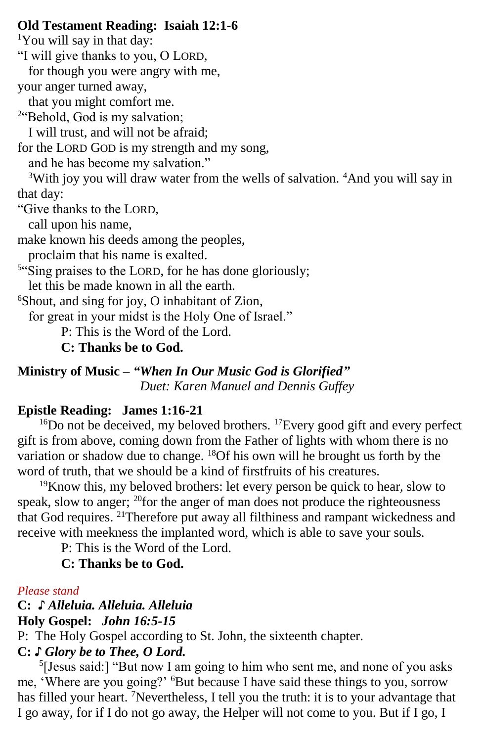**Old Testament Reading: Isaiah 12:1-6**

[1]You will say in that day:
"I will give thanks to you, O LORD,
for though you were angry with me,
your anger turned away,
that you might comfort me.
[2]"Behold, God is my salvation;
I will trust, and will not be afraid;
for the LORD GOD is my strength and my song,
and he has become my salvation."
[3]With joy you will draw water from the wells of salvation. [4]And you will say in that day:
"Give thanks to the LORD,
call upon his name,
make known his deeds among the peoples,
proclaim that his name is exalted.
[5]"Sing praises to the LORD, for he has done gloriously;
let this be made known in all the earth.
[6]Shout, and sing for joy, O inhabitant of Zion,
for great in your midst is the Holy One of Israel."

P: This is the Word of the Lord.
**C: Thanks be to God.**

**Ministry of Music – *"When In Our Music God is Glorified"***
*Duet: Karen Manuel and Dennis Guffey*

**Epistle Reading: James 1:16-21**

[16]Do not be deceived, my beloved brothers. [17]Every good gift and every perfect gift is from above, coming down from the Father of lights with whom there is no variation or shadow due to change. [18]Of his own will he brought us forth by the word of truth, that we should be a kind of firstfruits of his creatures.

[19]Know this, my beloved brothers: let every person be quick to hear, slow to speak, slow to anger; [20]for the anger of man does not produce the righteousness that God requires. [21]Therefore put away all filthiness and rampant wickedness and receive with meekness the implanted word, which is able to save your souls.

P: This is the Word of the Lord.
**C: Thanks be to God.**

*Please stand*

**C: ♪ *Alleluia. Alleluia. Alleluia***

**Holy Gospel: *John 16:5-15***

P: The Holy Gospel according to St. John, the sixteenth chapter.

**C: ♪ *Glory be to Thee, O Lord.***

[5][Jesus said:] "But now I am going to him who sent me, and none of you asks me, 'Where are you going?' [6]But because I have said these things to you, sorrow has filled your heart. [7]Nevertheless, I tell you the truth: it is to your advantage that I go away, for if I do not go away, the Helper will not come to you. But if I go, I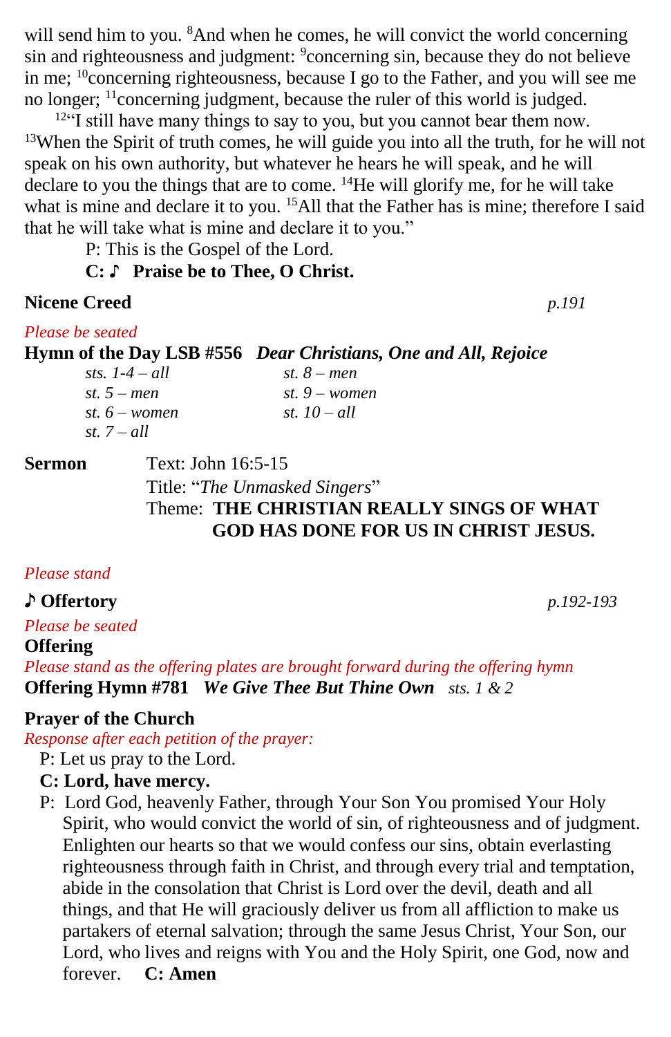will send him to you. [8]And when he comes, he will convict the world concerning sin and righteousness and judgment: [9]concerning sin, because they do not believe in me; [10]concerning righteousness, because I go to the Father, and you will see me no longer; [11]concerning judgment, because the ruler of this world is judged.

[12]"I still have many things to say to you, but you cannot bear them now. [13]When the Spirit of truth comes, he will guide you into all the truth, for he will not speak on his own authority, but whatever he hears he will speak, and he will declare to you the things that are to come. [14]He will glorify me, for he will take what is mine and declare it to you. [15]All that the Father has is mine; therefore I said that he will take what is mine and declare it to you."

P: This is the Gospel of the Lord.

**C: ♪ Praise be to Thee, O Christ.**

**Nicene Creed** *p.191*

*Please be seated*

**Hymn of the Day LSB #556** ***Dear Christians, One and All, Rejoice***

*sts. 1-4 – all*
*st. 5 – men*
*st. 6 – women*
*st. 7 – all*
*st. 8 – men*
*st. 9 – women*
*st. 10 – all*

**Sermon** Text: John 16:5-15
Title: "*The Unmasked Singers*"
Theme: **THE CHRISTIAN REALLY SINGS OF WHAT GOD HAS DONE FOR US IN CHRIST JESUS.**

*Please stand*

**♪ Offertory** *p.192-193*

*Please be seated*

**Offering**

*Please stand as the offering plates are brought forward during the offering hymn*

**Offering Hymn #781** ***We Give Thee But Thine Own*** *sts. 1 & 2*

**Prayer of the Church**

*Response after each petition of the prayer:*

P: Let us pray to the Lord.

**C: Lord, have mercy.**

P: Lord God, heavenly Father, through Your Son You promised Your Holy Spirit, who would convict the world of sin, of righteousness and of judgment. Enlighten our hearts so that we would confess our sins, obtain everlasting righteousness through faith in Christ, and through every trial and temptation, abide in the consolation that Christ is Lord over the devil, death and all things, and that He will graciously deliver us from all affliction to make us partakers of eternal salvation; through the same Jesus Christ, Your Son, our Lord, who lives and reigns with You and the Holy Spirit, one God, now and forever. **C: Amen**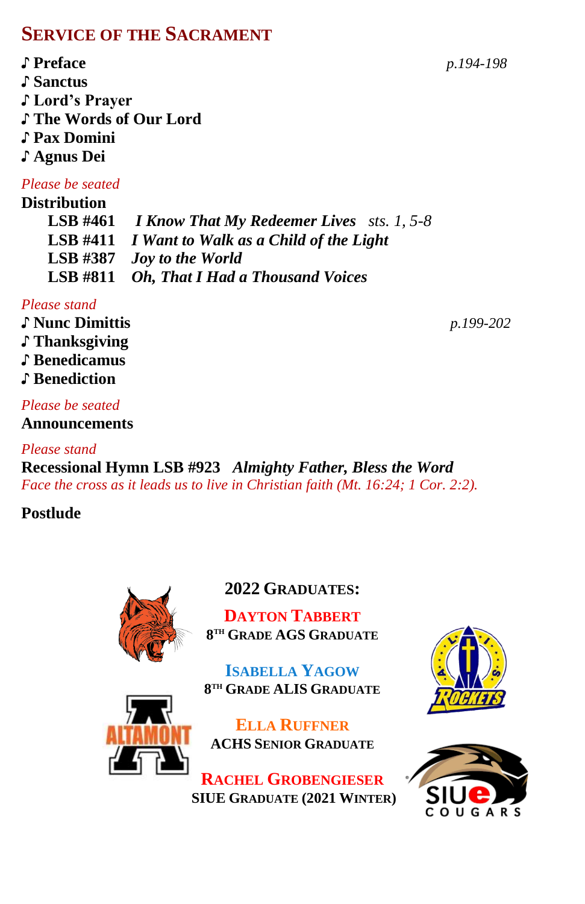## Service of the Sacrament

♪ **Preface** *p.194-198*
♪ **Sanctus**
♪ **Lord's Prayer**
♪ **The Words of Our Lord**
♪ **Pax Domini**
♪ **Agnus Dei**

*Please be seated*

**Distribution**

**LSB #461** ***I Know That My Redeemer Lives*** *sts. 1, 5-8*
**LSB #411** ***I Want to Walk as a Child of the Light***
**LSB #387** ***Joy to the World***
**LSB #811** ***Oh, That I Had a Thousand Voices***

*Please stand*

♪ **Nunc Dimittis** *p.199-202*
♪ **Thanksgiving**
♪ **Benedicamus**
♪ **Benediction**

*Please be seated*

**Announcements**

*Please stand*

**Recessional Hymn LSB #923** ***Almighty Father, Bless the Word***
*Face the cross as it leads us to live in Christian faith (Mt. 16:24; 1 Cor. 2:2).*

**Postlude**

**2022 Graduates:**

**Dayton Tabbert**
**8th Grade AGS Graduate**

**Isabella Yagow**
**8th Grade ALIS Graduate**

**Ella Ruffner**
**ACHS Senior Graduate**

**Rachel Grobengieser**
**SIUE Graduate (2021 Winter)**